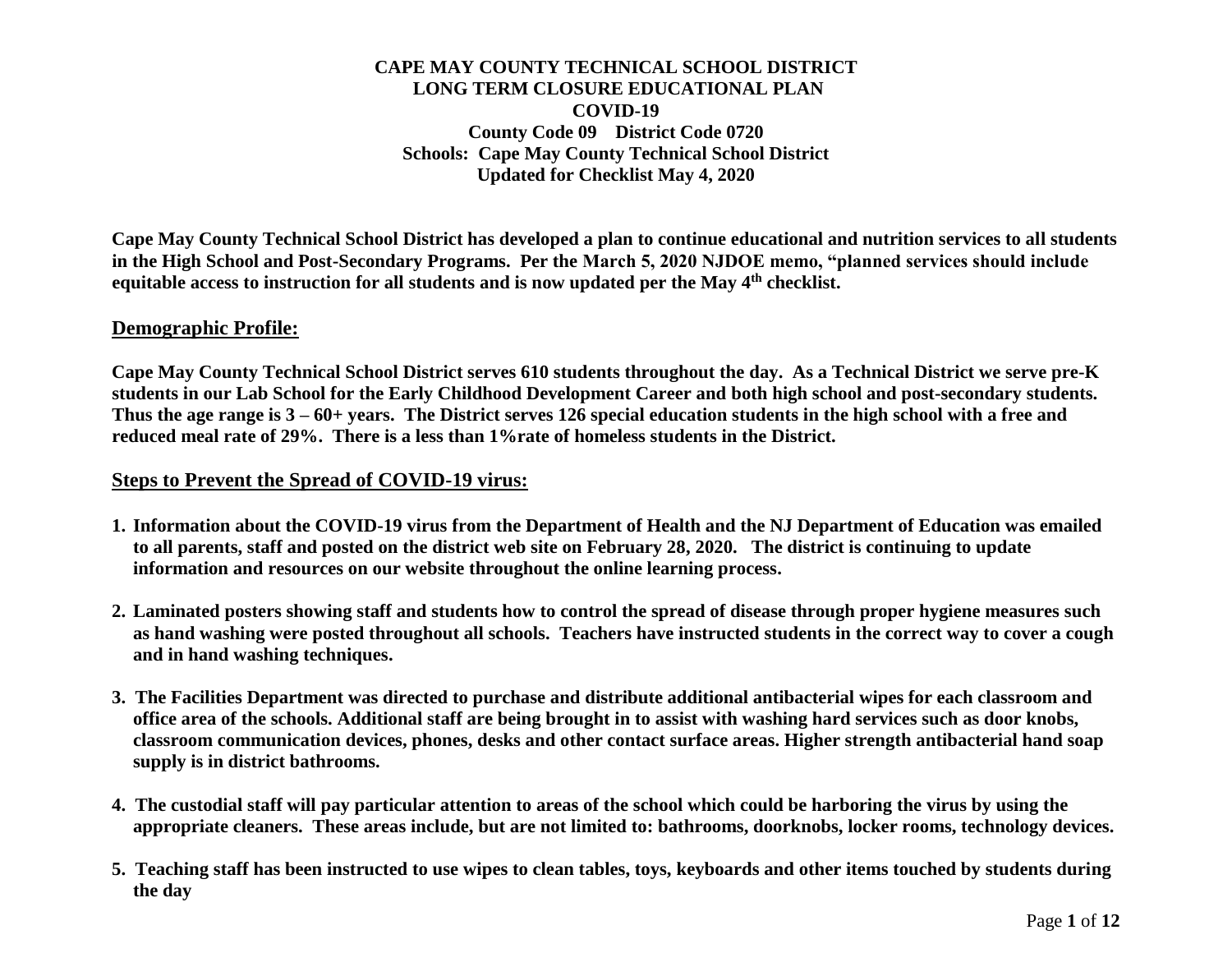# CAPE MAY COUNTY TECHNICAL SCHOOL DISTRICT
## LONG TERM CLOSURE EDUCATIONAL PLAN
## COVID-19
**County Code 09 District Code 0720**
**Schools: Cape May County Technical School District**
**Updated for Checklist May 4, 2020**

**Cape May County Technical School District has developed a plan to continue educational and nutrition services to all students in the High School and Post-Secondary Programs. Per the March 5, 2020 NJDOE memo, "planned services should include equitable access to instruction for all students and is now updated per the May 4th checklist.**

## Demographic Profile:

**Cape May County Technical School District serves 610 students throughout the day. As a Technical District we serve pre-K students in our Lab School for the Early Childhood Development Career and both high school and post-secondary students. Thus the age range is 3 – 60+ years. The District serves 126 special education students in the high school with a free and reduced meal rate of 29%. There is a less than 1%rate of homeless students in the District.**

## Steps to Prevent the Spread of COVID-19 virus:

1. **Information about the COVID-19 virus from the Department of Health and the NJ Department of Education was emailed to all parents, staff and posted on the district web site on February 28, 2020. The district is continuing to update information and resources on our website throughout the online learning process.**

2. **Laminated posters showing staff and students how to control the spread of disease through proper hygiene measures such as hand washing were posted throughout all schools. Teachers have instructed students in the correct way to cover a cough and in hand washing techniques.**

3. **The Facilities Department was directed to purchase and distribute additional antibacterial wipes for each classroom and office area of the schools. Additional staff are being brought in to assist with washing hard services such as door knobs, classroom communication devices, phones, desks and other contact surface areas. Higher strength antibacterial hand soap supply is in district bathrooms.**

4. **The custodial staff will pay particular attention to areas of the school which could be harboring the virus by using the appropriate cleaners. These areas include, but are not limited to: bathrooms, doorknobs, locker rooms, technology devices.**

5. **Teaching staff has been instructed to use wipes to clean tables, toys, keyboards and other items touched by students during the day**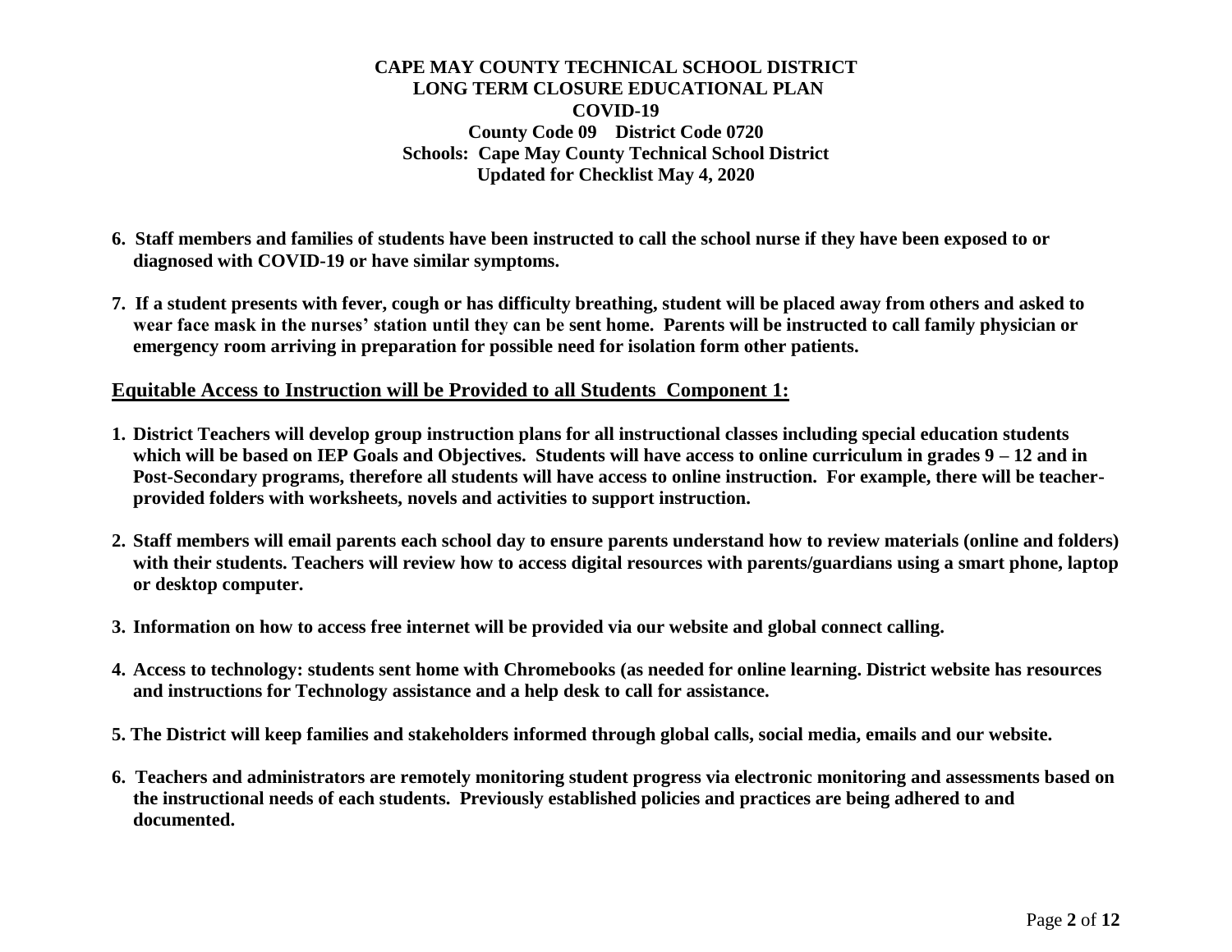**CAPE MAY COUNTY TECHNICAL SCHOOL DISTRICT**
**LONG TERM CLOSURE EDUCATIONAL PLAN**
**COVID-19**
**County Code 09 District Code 0720**
**Schools: Cape May County Technical School District**
**Updated for Checklist May 4, 2020**

6. **Staff members and families of students have been instructed to call the school nurse if they have been exposed to or diagnosed with COVID-19 or have similar symptoms.**

7. **If a student presents with fever, cough or has difficulty breathing, student will be placed away from others and asked to wear face mask in the nurses' station until they can be sent home. Parents will be instructed to call family physician or emergency room arriving in preparation for possible need for isolation form other patients.**

## Equitable Access to Instruction will be Provided to all Students Component 1:

1. **District Teachers will develop group instruction plans for all instructional classes including special education students which will be based on IEP Goals and Objectives. Students will have access to online curriculum in grades 9 – 12 and in Post-Secondary programs, therefore all students will have access to online instruction. For example, there will be teacher-provided folders with worksheets, novels and activities to support instruction.**

2. **Staff members will email parents each school day to ensure parents understand how to review materials (online and folders) with their students. Teachers will review how to access digital resources with parents/guardians using a smart phone, laptop or desktop computer.**

3. **Information on how to access free internet will be provided via our website and global connect calling.**

4. **Access to technology: students sent home with Chromebooks (as needed for online learning. District website has resources and instructions for Technology assistance and a help desk to call for assistance.**

5. **The District will keep families and stakeholders informed through global calls, social media, emails and our website.**

6. **Teachers and administrators are remotely monitoring student progress via electronic monitoring and assessments based on the instructional needs of each students. Previously established policies and practices are being adhered to and documented.**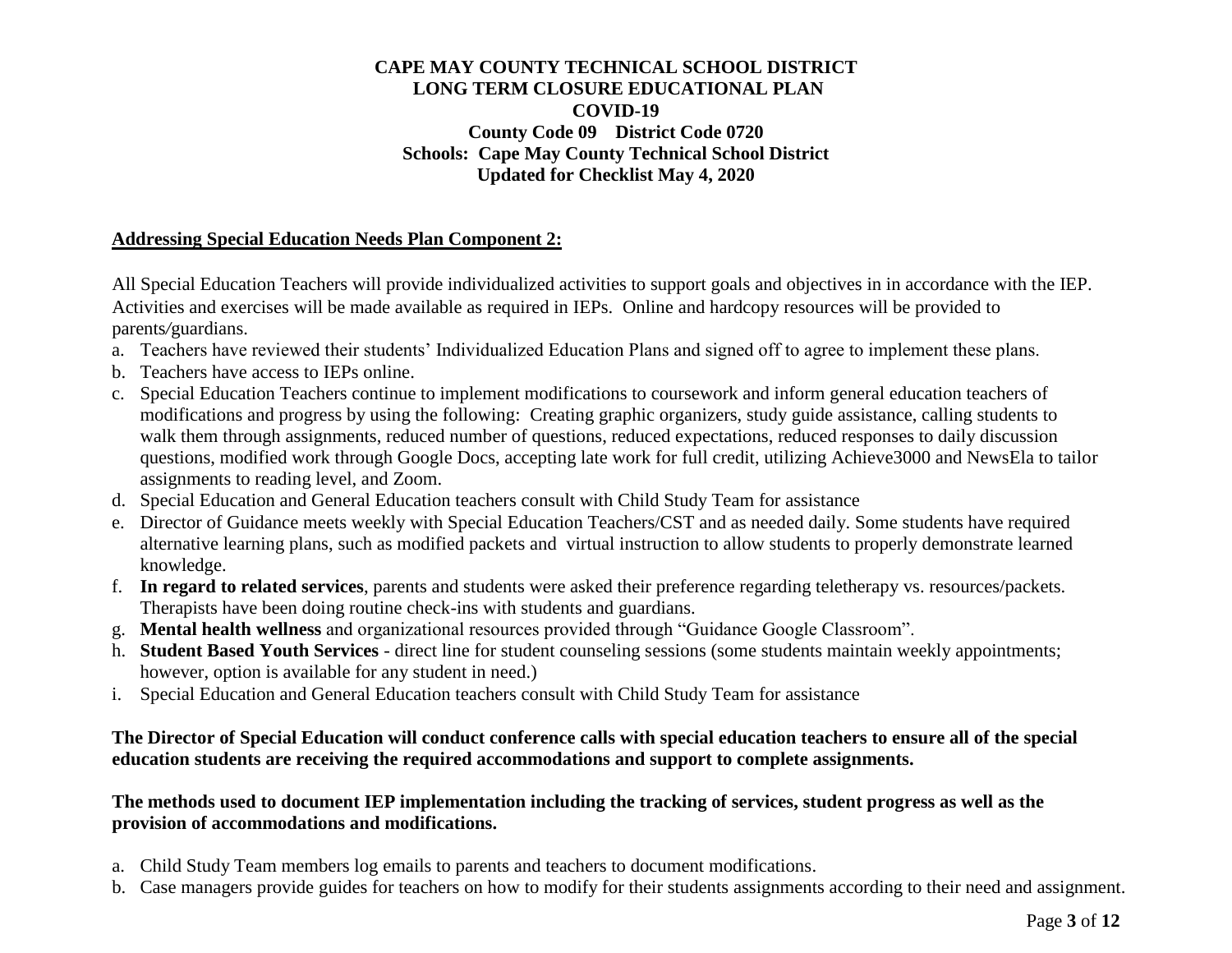**CAPE MAY COUNTY TECHNICAL SCHOOL DISTRICT**
**LONG TERM CLOSURE EDUCATIONAL PLAN**
**COVID-19**
**County Code 09 District Code 0720**
**Schools: Cape May County Technical School District**
**Updated for Checklist May 4, 2020**

## Addressing Special Education Needs Plan Component 2:

All Special Education Teachers will provide individualized activities to support goals and objectives in in accordance with the IEP. Activities and exercises will be made available as required in IEPs. Online and hardcopy resources will be provided to parents/guardians.

a. Teachers have reviewed their students' Individualized Education Plans and signed off to agree to implement these plans.
b. Teachers have access to IEPs online.
c. Special Education Teachers continue to implement modifications to coursework and inform general education teachers of modifications and progress by using the following: Creating graphic organizers, study guide assistance, calling students to walk them through assignments, reduced number of questions, reduced expectations, reduced responses to daily discussion questions, modified work through Google Docs, accepting late work for full credit, utilizing Achieve3000 and NewsEla to tailor assignments to reading level, and Zoom.
d. Special Education and General Education teachers consult with Child Study Team for assistance
e. Director of Guidance meets weekly with Special Education Teachers/CST and as needed daily. Some students have required alternative learning plans, such as modified packets and virtual instruction to allow students to properly demonstrate learned knowledge.
f. **In regard to related services**, parents and students were asked their preference regarding teletherapy vs. resources/packets. Therapists have been doing routine check-ins with students and guardians.
g. **Mental health wellness** and organizational resources provided through "Guidance Google Classroom".
h. **Student Based Youth Services** - direct line for student counseling sessions (some students maintain weekly appointments; however, option is available for any student in need.)
i. Special Education and General Education teachers consult with Child Study Team for assistance

**The Director of Special Education will conduct conference calls with special education teachers to ensure all of the special education students are receiving the required accommodations and support to complete assignments.**

**The methods used to document IEP implementation including the tracking of services, student progress as well as the provision of accommodations and modifications.**

a. Child Study Team members log emails to parents and teachers to document modifications.
b. Case managers provide guides for teachers on how to modify for their students assignments according to their need and assignment.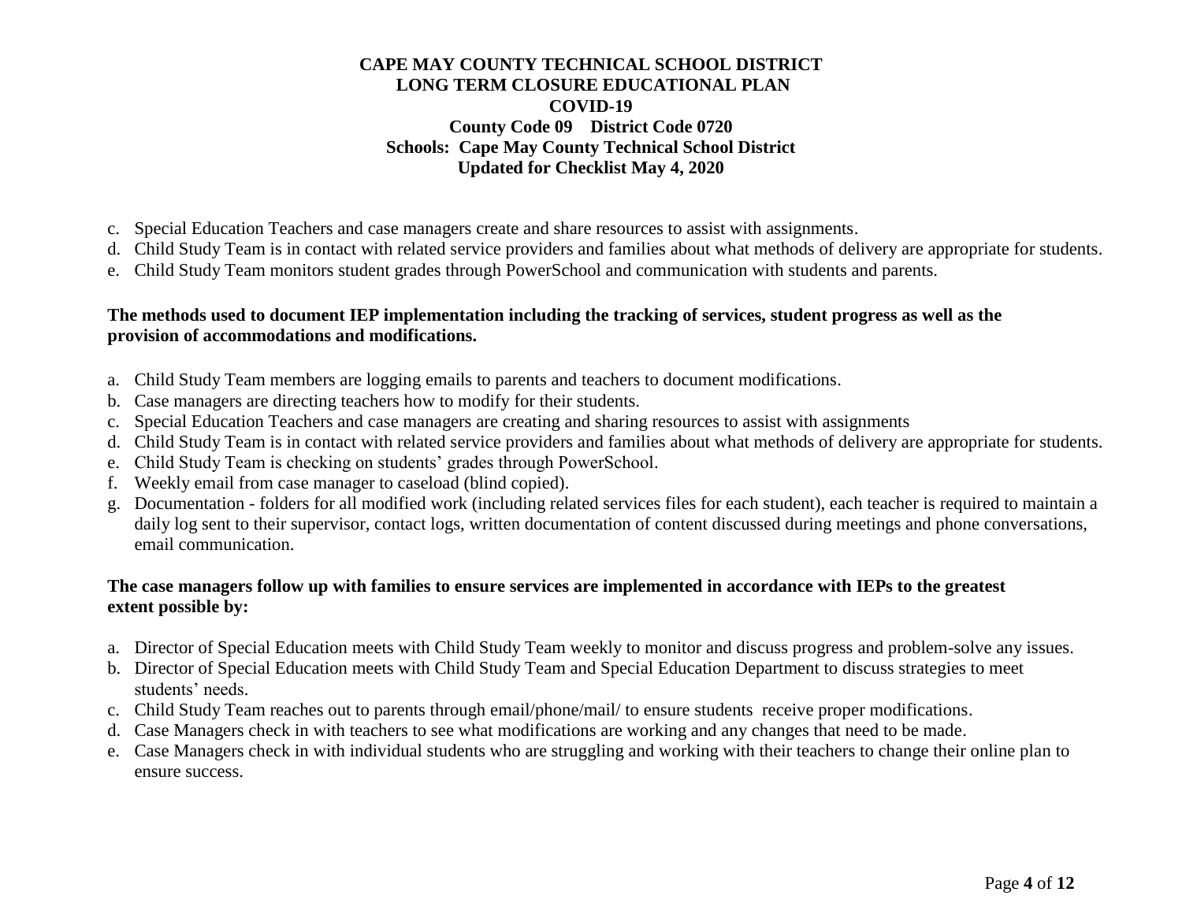c. Special Education Teachers and case managers create and share resources to assist with assignments.
d. Child Study Team is in contact with related service providers and families about what methods of delivery are appropriate for students.
e. Child Study Team monitors student grades through PowerSchool and communication with students and parents.

**The methods used to document IEP implementation including the tracking of services, student progress as well as the provision of accommodations and modifications.**

a. Child Study Team members are logging emails to parents and teachers to document modifications.
b. Case managers are directing teachers how to modify for their students.
c. Special Education Teachers and case managers are creating and sharing resources to assist with assignments
d. Child Study Team is in contact with related service providers and families about what methods of delivery are appropriate for students.
e. Child Study Team is checking on students' grades through PowerSchool.
f. Weekly email from case manager to caseload (blind copied).
g. Documentation - folders for all modified work (including related services files for each student), each teacher is required to maintain a daily log sent to their supervisor, contact logs, written documentation of content discussed during meetings and phone conversations, email communication.

**The case managers follow up with families to ensure services are implemented in accordance with IEPs to the greatest extent possible by:**

a. Director of Special Education meets with Child Study Team weekly to monitor and discuss progress and problem-solve any issues.
b. Director of Special Education meets with Child Study Team and Special Education Department to discuss strategies to meet students' needs.
c. Child Study Team reaches out to parents through email/phone/mail/ to ensure students receive proper modifications.
d. Case Managers check in with teachers to see what modifications are working and any changes that need to be made.
e. Case Managers check in with individual students who are struggling and working with their teachers to change their online plan to ensure success.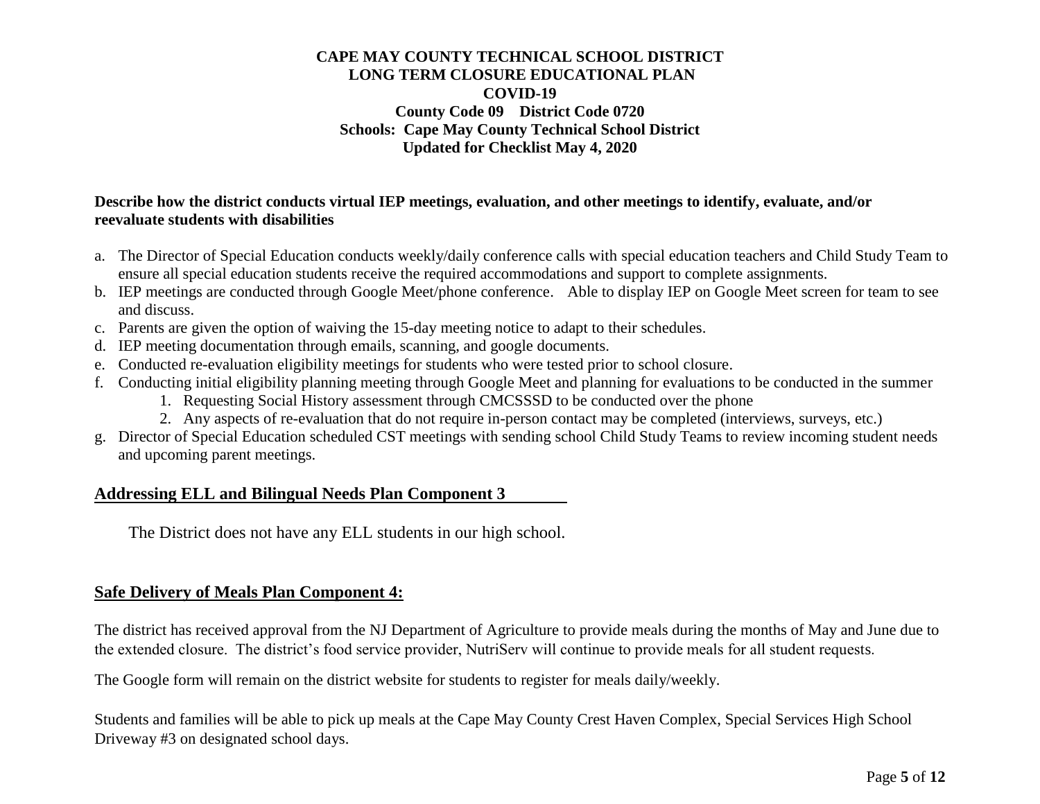**CAPE MAY COUNTY TECHNICAL SCHOOL DISTRICT**
**LONG TERM CLOSURE EDUCATIONAL PLAN**
**COVID-19**
**County Code 09 District Code 0720**
**Schools: Cape May County Technical School District**
**Updated for Checklist May 4, 2020**

**Describe how the district conducts virtual IEP meetings, evaluation, and other meetings to identify, evaluate, and/or reevaluate students with disabilities**

a. The Director of Special Education conducts weekly/daily conference calls with special education teachers and Child Study Team to ensure all special education students receive the required accommodations and support to complete assignments.
b. IEP meetings are conducted through Google Meet/phone conference. Able to display IEP on Google Meet screen for team to see and discuss.
c. Parents are given the option of waiving the 15-day meeting notice to adapt to their schedules.
d. IEP meeting documentation through emails, scanning, and google documents.
e. Conducted re-evaluation eligibility meetings for students who were tested prior to school closure.
f. Conducting initial eligibility planning meeting through Google Meet and planning for evaluations to be conducted in the summer
    1. Requesting Social History assessment through CMCSSSD to be conducted over the phone
    2. Any aspects of re-evaluation that do not require in-person contact may be completed (interviews, surveys, etc.)
g. Director of Special Education scheduled CST meetings with sending school Child Study Teams to review incoming student needs and upcoming parent meetings.

## Addressing ELL and Bilingual Needs Plan Component 3

The District does not have any ELL students in our high school.

## Safe Delivery of Meals Plan Component 4:

The district has received approval from the NJ Department of Agriculture to provide meals during the months of May and June due to the extended closure. The district's food service provider, NutriServ will continue to provide meals for all student requests.

The Google form will remain on the district website for students to register for meals daily/weekly.

Students and families will be able to pick up meals at the Cape May County Crest Haven Complex, Special Services High School Driveway #3 on designated school days.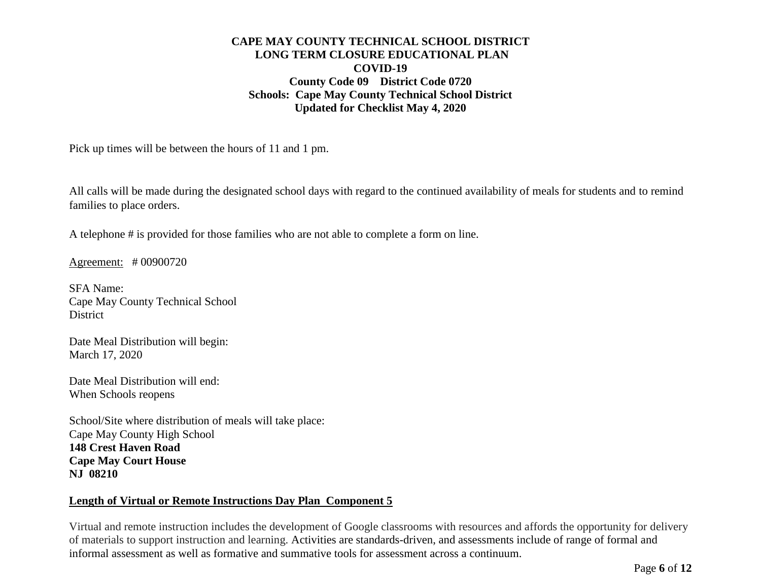Pick up times will be between the hours of 11 and 1 pm.

All calls will be made during the designated school days with regard to the continued availability of meals for students and to remind families to place orders.

A telephone # is provided for those families who are not able to complete a form on line.

Agreement: # 00900720

SFA Name:
Cape May County Technical School District

Date Meal Distribution will begin:
March 17, 2020

Date Meal Distribution will end:
When Schools reopens

School/Site where distribution of meals will take place:
Cape May County High School
**148 Crest Haven Road**
**Cape May Court House**
**NJ 08210**

## Length of Virtual or Remote Instructions Day Plan Component 5

Virtual and remote instruction includes the development of Google classrooms with resources and affords the opportunity for delivery of materials to support instruction and learning. Activities are standards-driven, and assessments include of range of formal and informal assessment as well as formative and summative tools for assessment across a continuum.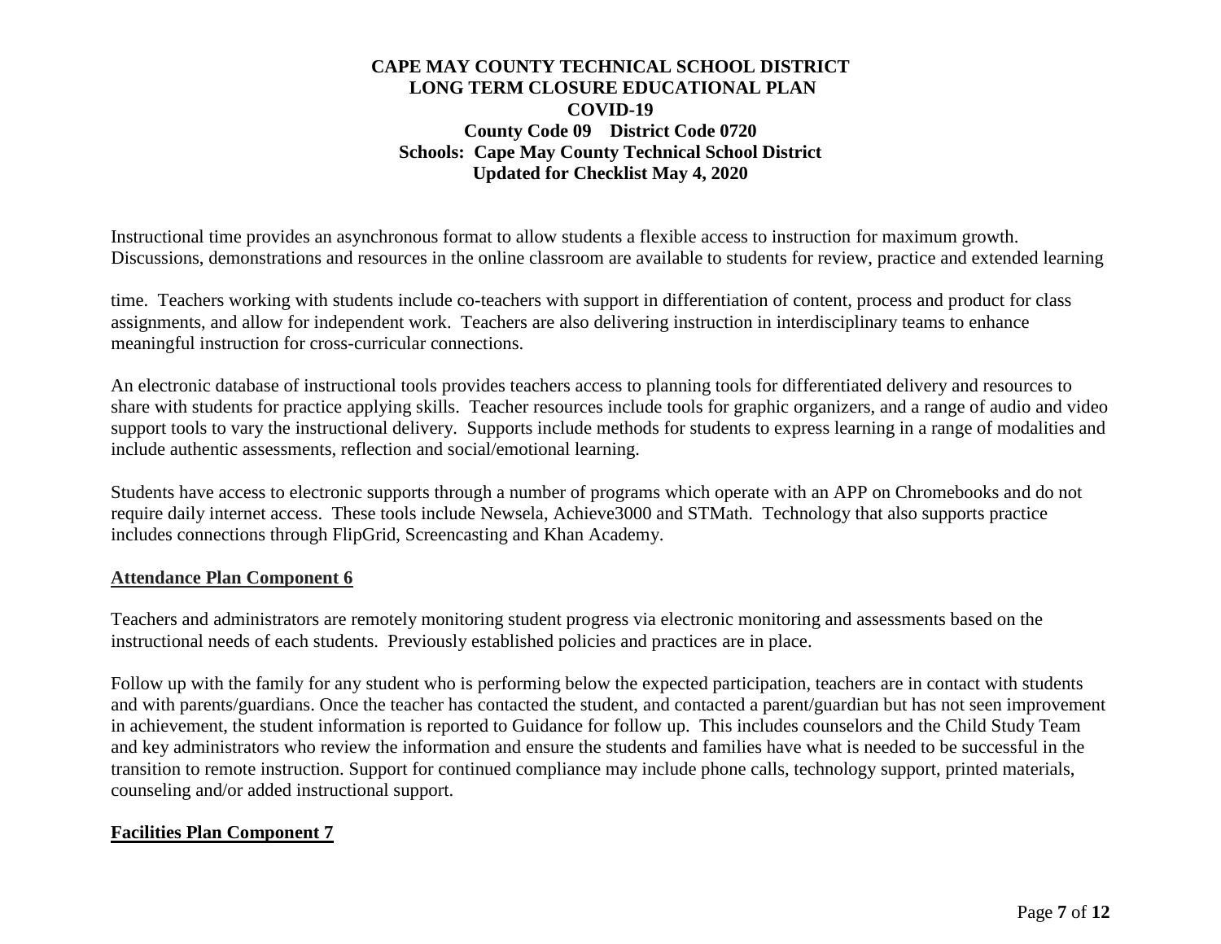Instructional time provides an asynchronous format to allow students a flexible access to instruction for maximum growth. Discussions, demonstrations and resources in the online classroom are available to students for review, practice and extended learning

time. Teachers working with students include co-teachers with support in differentiation of content, process and product for class assignments, and allow for independent work. Teachers are also delivering instruction in interdisciplinary teams to enhance meaningful instruction for cross-curricular connections.

An electronic database of instructional tools provides teachers access to planning tools for differentiated delivery and resources to share with students for practice applying skills. Teacher resources include tools for graphic organizers, and a range of audio and video support tools to vary the instructional delivery. Supports include methods for students to express learning in a range of modalities and include authentic assessments, reflection and social/emotional learning.

Students have access to electronic supports through a number of programs which operate with an APP on Chromebooks and do not require daily internet access. These tools include Newsela, Achieve3000 and STMath. Technology that also supports practice includes connections through FlipGrid, Screencasting and Khan Academy.

## Attendance Plan Component 6

Teachers and administrators are remotely monitoring student progress via electronic monitoring and assessments based on the instructional needs of each students. Previously established policies and practices are in place.

Follow up with the family for any student who is performing below the expected participation, teachers are in contact with students and with parents/guardians. Once the teacher has contacted the student, and contacted a parent/guardian but has not seen improvement in achievement, the student information is reported to Guidance for follow up. This includes counselors and the Child Study Team and key administrators who review the information and ensure the students and families have what is needed to be successful in the transition to remote instruction. Support for continued compliance may include phone calls, technology support, printed materials, counseling and/or added instructional support.

## Facilities Plan Component 7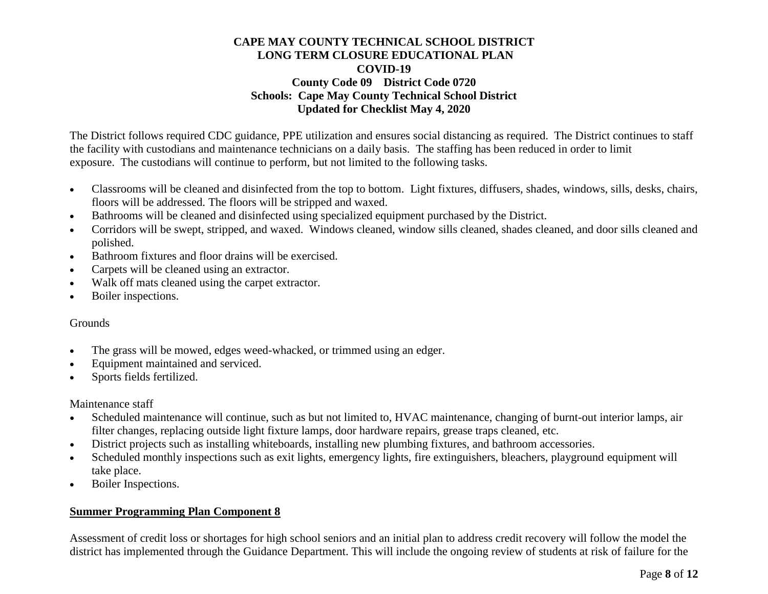**CAPE MAY COUNTY TECHNICAL SCHOOL DISTRICT**
**LONG TERM CLOSURE EDUCATIONAL PLAN**
**COVID-19**
**County Code 09 District Code 0720**
**Schools: Cape May County Technical School District**
**Updated for Checklist May 4, 2020**

The District follows required CDC guidance, PPE utilization and ensures social distancing as required. The District continues to staff the facility with custodians and maintenance technicians on a daily basis. The staffing has been reduced in order to limit exposure. The custodians will continue to perform, but not limited to the following tasks.

- Classrooms will be cleaned and disinfected from the top to bottom. Light fixtures, diffusers, shades, windows, sills, desks, chairs, floors will be addressed. The floors will be stripped and waxed.
- Bathrooms will be cleaned and disinfected using specialized equipment purchased by the District.
- Corridors will be swept, stripped, and waxed. Windows cleaned, window sills cleaned, shades cleaned, and door sills cleaned and polished.
- Bathroom fixtures and floor drains will be exercised.
- Carpets will be cleaned using an extractor.
- Walk off mats cleaned using the carpet extractor.
- Boiler inspections.

Grounds

- The grass will be mowed, edges weed-whacked, or trimmed using an edger.
- Equipment maintained and serviced.
- Sports fields fertilized.

Maintenance staff

- Scheduled maintenance will continue, such as but not limited to, HVAC maintenance, changing of burnt-out interior lamps, air filter changes, replacing outside light fixture lamps, door hardware repairs, grease traps cleaned, etc.
- District projects such as installing whiteboards, installing new plumbing fixtures, and bathroom accessories.
- Scheduled monthly inspections such as exit lights, emergency lights, fire extinguishers, bleachers, playground equipment will take place.
- Boiler Inspections.

**Summer Programming Plan Component 8**

Assessment of credit loss or shortages for high school seniors and an initial plan to address credit recovery will follow the model the district has implemented through the Guidance Department. This will include the ongoing review of students at risk of failure for the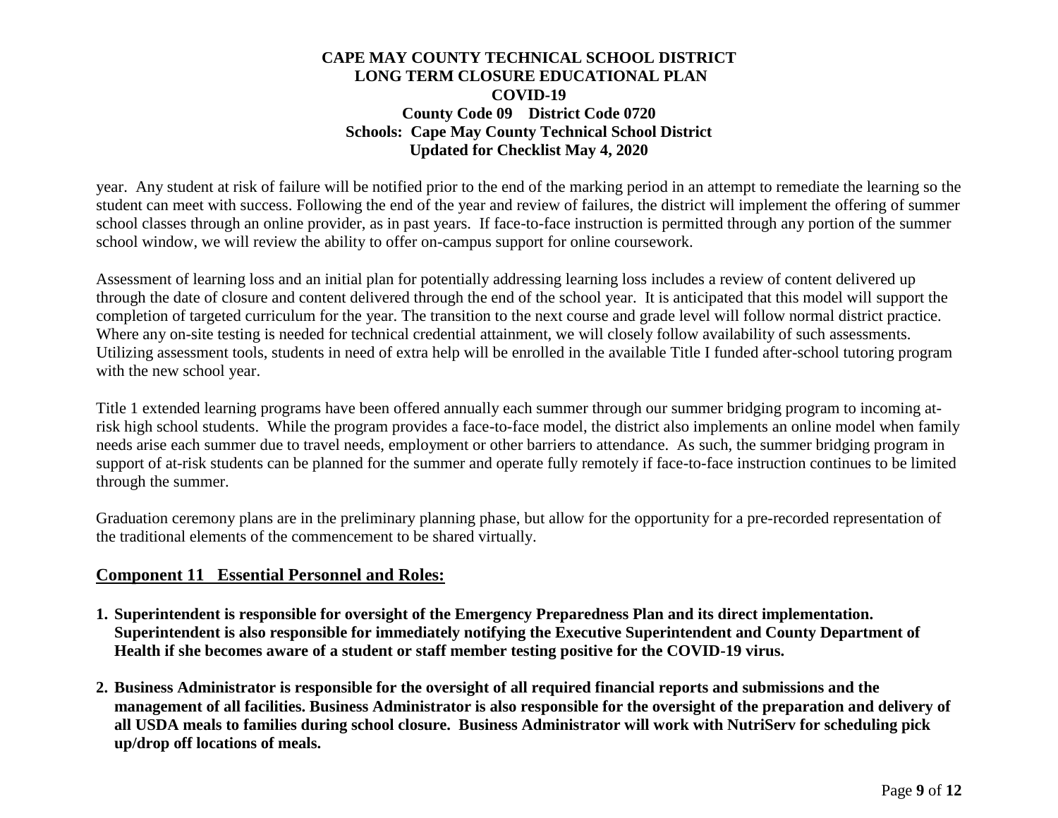year. Any student at risk of failure will be notified prior to the end of the marking period in an attempt to remediate the learning so the student can meet with success. Following the end of the year and review of failures, the district will implement the offering of summer school classes through an online provider, as in past years. If face-to-face instruction is permitted through any portion of the summer school window, we will review the ability to offer on-campus support for online coursework.

Assessment of learning loss and an initial plan for potentially addressing learning loss includes a review of content delivered up through the date of closure and content delivered through the end of the school year. It is anticipated that this model will support the completion of targeted curriculum for the year. The transition to the next course and grade level will follow normal district practice. Where any on-site testing is needed for technical credential attainment, we will closely follow availability of such assessments. Utilizing assessment tools, students in need of extra help will be enrolled in the available Title I funded after-school tutoring program with the new school year.

Title 1 extended learning programs have been offered annually each summer through our summer bridging program to incoming at-risk high school students. While the program provides a face-to-face model, the district also implements an online model when family needs arise each summer due to travel needs, employment or other barriers to attendance. As such, the summer bridging program in support of at-risk students can be planned for the summer and operate fully remotely if face-to-face instruction continues to be limited through the summer.

Graduation ceremony plans are in the preliminary planning phase, but allow for the opportunity for a pre-recorded representation of the traditional elements of the commencement to be shared virtually.

## Component 11 Essential Personnel and Roles:

1. **Superintendent is responsible for oversight of the Emergency Preparedness Plan and its direct implementation. Superintendent is also responsible for immediately notifying the Executive Superintendent and County Department of Health if she becomes aware of a student or staff member testing positive for the COVID-19 virus.**

2. **Business Administrator is responsible for the oversight of all required financial reports and submissions and the management of all facilities. Business Administrator is also responsible for the oversight of the preparation and delivery of all USDA meals to families during school closure. Business Administrator will work with NutriServ for scheduling pick up/drop off locations of meals.**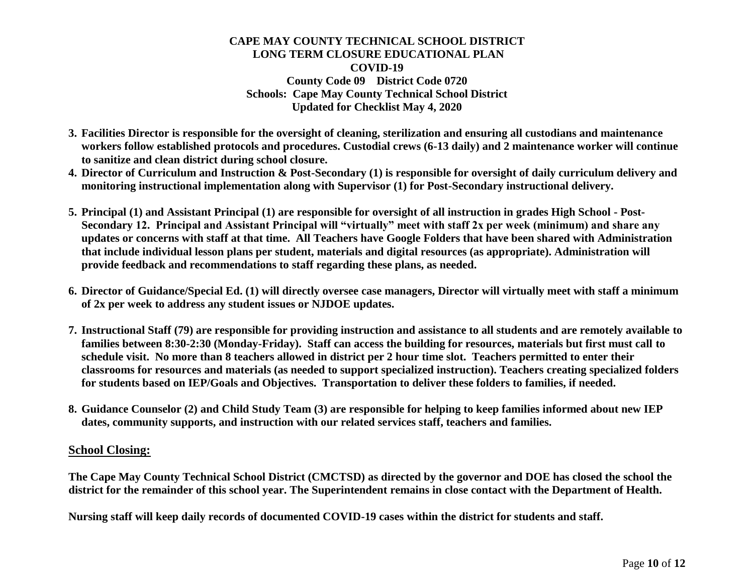**CAPE MAY COUNTY TECHNICAL SCHOOL DISTRICT**
**LONG TERM CLOSURE EDUCATIONAL PLAN**
**COVID-19**
**County Code 09 District Code 0720**
**Schools: Cape May County Technical School District**
**Updated for Checklist May 4, 2020**

3. **Facilities Director is responsible for the oversight of cleaning, sterilization and ensuring all custodians and maintenance workers follow established protocols and procedures. Custodial crews (6-13 daily) and 2 maintenance worker will continue to sanitize and clean district during school closure.**
4. **Director of Curriculum and Instruction & Post-Secondary (1) is responsible for oversight of daily curriculum delivery and monitoring instructional implementation along with Supervisor (1) for Post-Secondary instructional delivery.**
5. **Principal (1) and Assistant Principal (1) are responsible for oversight of all instruction in grades High School - Post-Secondary 12. Principal and Assistant Principal will "virtually" meet with staff 2x per week (minimum) and share any updates or concerns with staff at that time. All Teachers have Google Folders that have been shared with Administration that include individual lesson plans per student, materials and digital resources (as appropriate). Administration will provide feedback and recommendations to staff regarding these plans, as needed.**
6. **Director of Guidance/Special Ed. (1) will directly oversee case managers, Director will virtually meet with staff a minimum of 2x per week to address any student issues or NJDOE updates.**
7. **Instructional Staff (79) are responsible for providing instruction and assistance to all students and are remotely available to families between 8:30-2:30 (Monday-Friday). Staff can access the building for resources, materials but first must call to schedule visit. No more than 8 teachers allowed in district per 2 hour time slot. Teachers permitted to enter their classrooms for resources and materials (as needed to support specialized instruction). Teachers creating specialized folders for students based on IEP/Goals and Objectives. Transportation to deliver these folders to families, if needed.**
8. **Guidance Counselor (2) and Child Study Team (3) are responsible for helping to keep families informed about new IEP dates, community supports, and instruction with our related services staff, teachers and families.**

## School Closing:

**The Cape May County Technical School District (CMCTSD) as directed by the governor and DOE has closed the school the district for the remainder of this school year. The Superintendent remains in close contact with the Department of Health.**

**Nursing staff will keep daily records of documented COVID-19 cases within the district for students and staff.**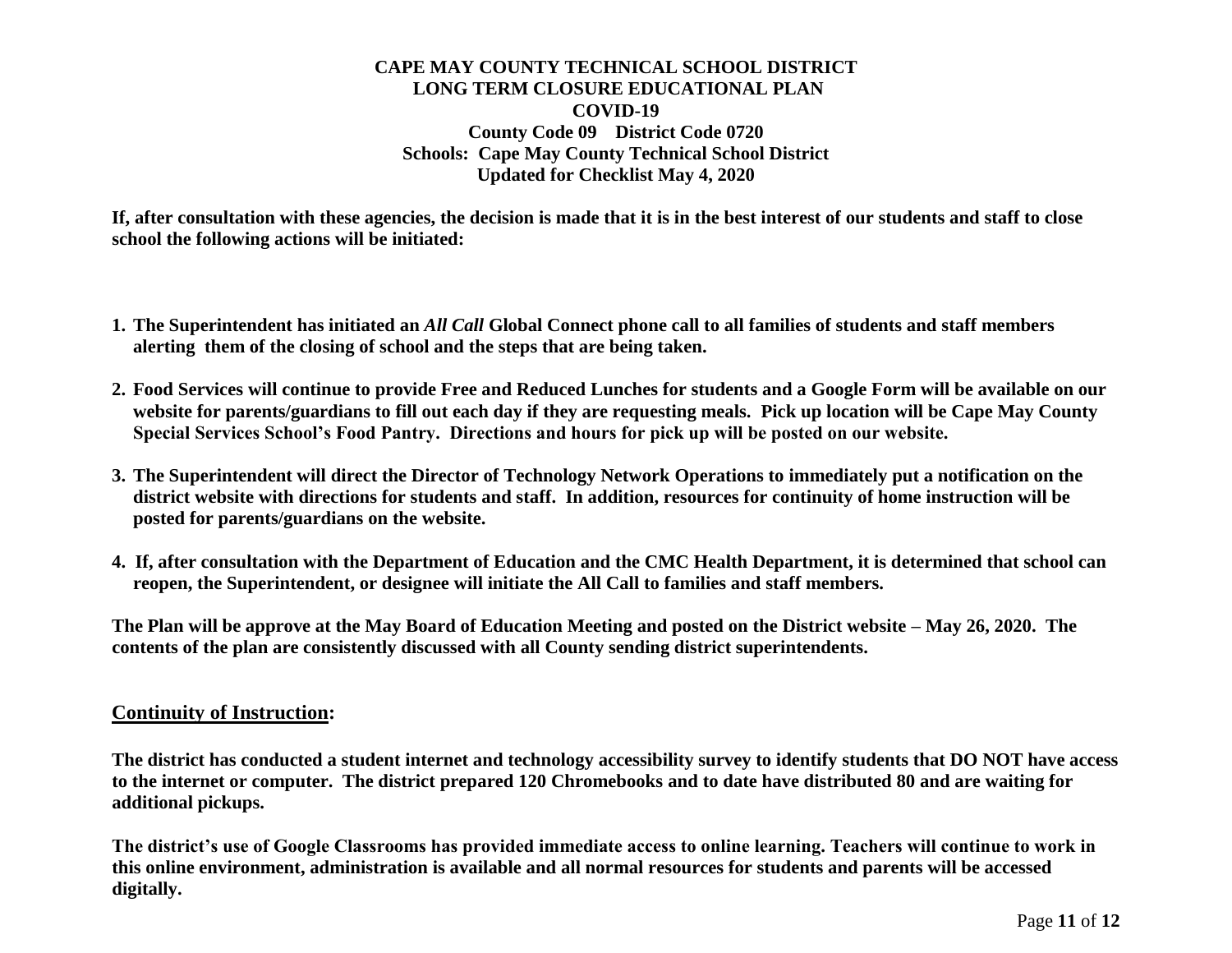**CAPE MAY COUNTY TECHNICAL SCHOOL DISTRICT**
**LONG TERM CLOSURE EDUCATIONAL PLAN**
**COVID-19**
**County Code 09 District Code 0720**
**Schools: Cape May County Technical School District**
**Updated for Checklist May 4, 2020**

**If, after consultation with these agencies, the decision is made that it is in the best interest of our students and staff to close school the following actions will be initiated:**

1. **The Superintendent has initiated an *All Call* Global Connect phone call to all families of students and staff members alerting them of the closing of school and the steps that are being taken.**

2. **Food Services will continue to provide Free and Reduced Lunches for students and a Google Form will be available on our website for parents/guardians to fill out each day if they are requesting meals. Pick up location will be Cape May County Special Services School's Food Pantry. Directions and hours for pick up will be posted on our website.**

3. **The Superintendent will direct the Director of Technology Network Operations to immediately put a notification on the district website with directions for students and staff. In addition, resources for continuity of home instruction will be posted for parents/guardians on the website.**

4. **If, after consultation with the Department of Education and the CMC Health Department, it is determined that school can reopen, the Superintendent, or designee will initiate the All Call to families and staff members.**

**The Plan will be approve at the May Board of Education Meeting and posted on the District website – May 26, 2020. The contents of the plan are consistently discussed with all County sending district superintendents.**

## Continuity of Instruction:

**The district has conducted a student internet and technology accessibility survey to identify students that DO NOT have access to the internet or computer. The district prepared 120 Chromebooks and to date have distributed 80 and are waiting for additional pickups.**

**The district's use of Google Classrooms has provided immediate access to online learning. Teachers will continue to work in this online environment, administration is available and all normal resources for students and parents will be accessed digitally.**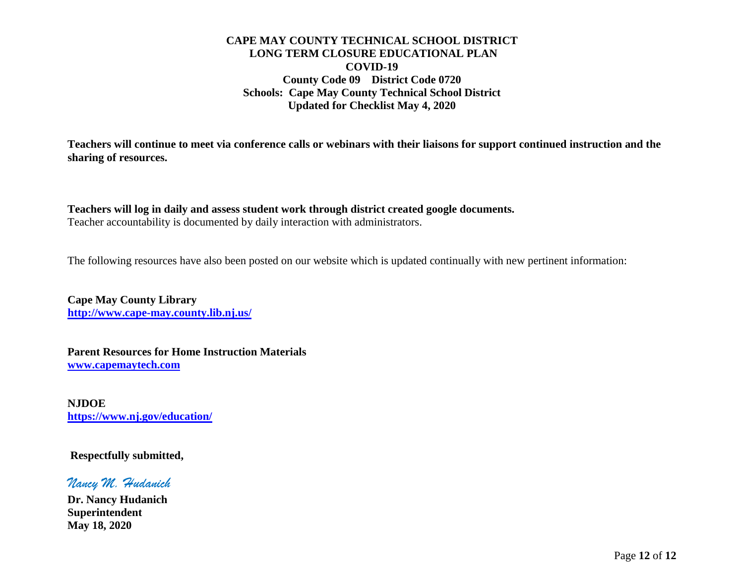**CAPE MAY COUNTY TECHNICAL SCHOOL DISTRICT**
**LONG TERM CLOSURE EDUCATIONAL PLAN**
**COVID-19**
**County Code 09 District Code 0720**
**Schools: Cape May County Technical School District**
**Updated for Checklist May 4, 2020**

**Teachers will continue to meet via conference calls or webinars with their liaisons for support continued instruction and the sharing of resources.**

**Teachers will log in daily and assess student work through district created google documents.**
Teacher accountability is documented by daily interaction with administrators.

The following resources have also been posted on our website which is updated continually with new pertinent information:

**Cape May County Library**
**http://www.cape-may.county.lib.nj.us/**

**Parent Resources for Home Instruction Materials**
**www.capemaytech.com**

**NJDOE**
**https://www.nj.gov/education/**

**Respectfully submitted,**

*Nancy M. Hudanich*

**Dr. Nancy Hudanich**
**Superintendent**
**May 18, 2020**